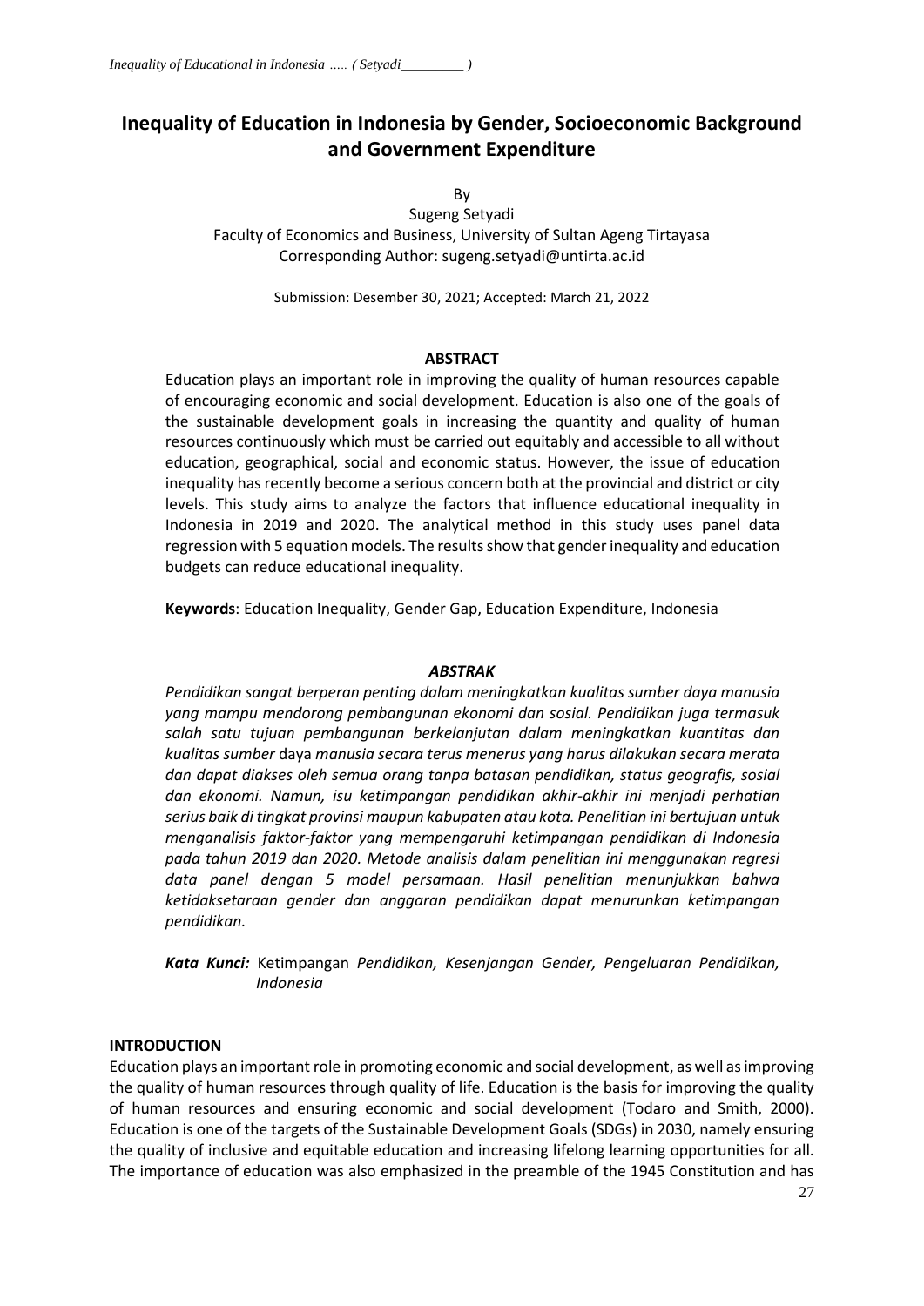# Inequality of Education in Indonesia by Gender, Socioeconomic Background and Government Expenditure

By

Sugeng Setyadi

Faculty of Economics and Business, University of Sultan Ageng Tirtayasa

Corresponding Author: sugeng.setyadi@untirta.ac.id

Submission: Desember 30, 2021; Accepted: March 21, 2022

## ABSTRACT

Education plays an important role in improving the quality of human resources capable of encouraging economic and social development. Education is also one of the goals of the sustainable development goals in increasing the quantity and quality of human resources continuously which must be carried out equitably and accessible to all without education, geographical, social and economic status. However, the issue of education inequality has recently become a serious concern both at the provincial and district or city levels. This study aims to analyze the factors that influence educational inequality in Indonesia in 2019 and 2020. The analytical method in this study uses panel data regression with 5 equation models. The results show that gender inequality and education budgets can reduce educational inequality.

**Keywords**: Education Inequality, Gender Gap, Education Expenditure, Indonesia

## *ABSTRAK*

*Pendidikan sangat berperan penting dalam meningkatkan kualitas sumber daya manusia yang mampu mendorong pembangunan ekonomi dan sosial. Pendidikan juga termasuk salah satu tujuan pembangunan berkelanjutan dalam meningkatkan kuantitas dan kualitas sumber* daya *manusia secara terus menerus yang harus dilakukan secara merata dan dapat diakses oleh semua orang tanpa batasan pendidikan, status geografis, sosial dan ekonomi. Namun, isu ketimpangan pendidikan akhir-akhir ini menjadi perhatian serius baik di tingkat provinsi maupun kabupaten atau kota. Penelitian ini bertujuan untuk menganalisis faktor-faktor yang mempengaruhi ketimpangan pendidikan di Indonesia pada tahun 2019 dan 2020. Metode analisis dalam penelitian ini menggunakan regresi data panel dengan 5 model persamaan. Hasil penelitian menunjukkan bahwa ketidaksetaraan gender dan anggaran pendidikan dapat menurunkan ketimpangan pendidikan.*

***Kata Kunci:*** Ketimpangan *Pendidikan, Kesenjangan Gender, Pengeluaran Pendidikan, Indonesia*

## INTRODUCTION

Education plays an important role in promoting economic and social development, as well as improving the quality of human resources through quality of life. Education is the basis for improving the quality of human resources and ensuring economic and social development (Todaro and Smith, 2000). Education is one of the targets of the Sustainable Development Goals (SDGs) in 2030, namely ensuring the quality of inclusive and equitable education and increasing lifelong learning opportunities for all. The importance of education was also emphasized in the preamble of the 1945 Constitution and has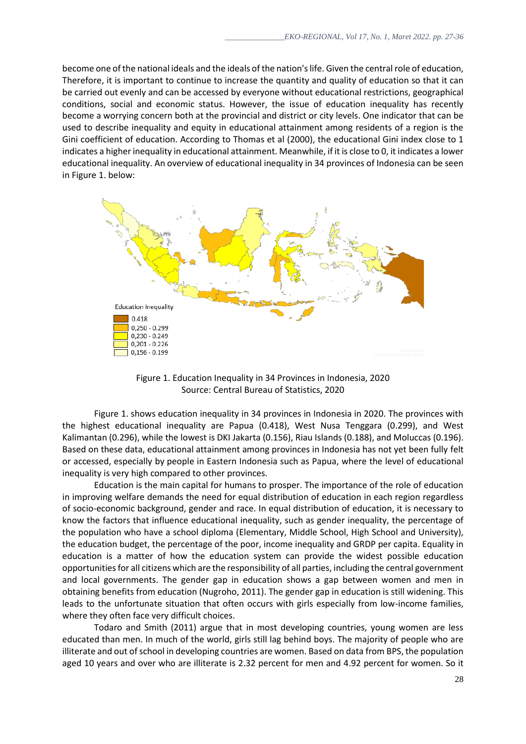become one of the national ideals and the ideals of the nation's life. Given the central role of education, Therefore, it is important to continue to increase the quantity and quality of education so that it can be carried out evenly and can be accessed by everyone without educational restrictions, geographical conditions, social and economic status. However, the issue of education inequality has recently become a worrying concern both at the provincial and district or city levels. One indicator that can be used to describe inequality and equity in educational attainment among residents of a region is the Gini coefficient of education. According to Thomas et al (2000), the educational Gini index close to 1 indicates a higher inequality in educational attainment. Meanwhile, if it is close to 0, it indicates a lower educational inequality. An overview of educational inequality in 34 provinces of Indonesia can be seen in Figure 1. below:

Education Inequality

- 0.418
- 0,250 - 0.299
- 0,230 - 0.249
- 0,201 - 0.226
- 0,156 - 0.199

Figure 1. Education Inequality in 34 Provinces in Indonesia, 2020
Source: Central Bureau of Statistics, 2020

Figure 1. shows education inequality in 34 provinces in Indonesia in 2020. The provinces with the highest educational inequality are Papua (0.418), West Nusa Tenggara (0.299), and West Kalimantan (0.296), while the lowest is DKI Jakarta (0.156), Riau Islands (0.188), and Moluccas (0.196). Based on these data, educational attainment among provinces in Indonesia has not yet been fully felt or accessed, especially by people in Eastern Indonesia such as Papua, where the level of educational inequality is very high compared to other provinces.

Education is the main capital for humans to prosper. The importance of the role of education in improving welfare demands the need for equal distribution of education in each region regardless of socio-economic background, gender and race. In equal distribution of education, it is necessary to know the factors that influence educational inequality, such as gender inequality, the percentage of the population who have a school diploma (Elementary, Middle School, High School and University), the education budget, the percentage of the poor, income inequality and GRDP per capita. Equality in education is a matter of how the education system can provide the widest possible education opportunities for all citizens which are the responsibility of all parties, including the central government and local governments. The gender gap in education shows a gap between women and men in obtaining benefits from education (Nugroho, 2011). The gender gap in education is still widening. This leads to the unfortunate situation that often occurs with girls especially from low-income families, where they often face very difficult choices.

Todaro and Smith (2011) argue that in most developing countries, young women are less educated than men. In much of the world, girls still lag behind boys. The majority of people who are illiterate and out of school in developing countries are women. Based on data from BPS, the population aged 10 years and over who are illiterate is 2.32 percent for men and 4.92 percent for women. So it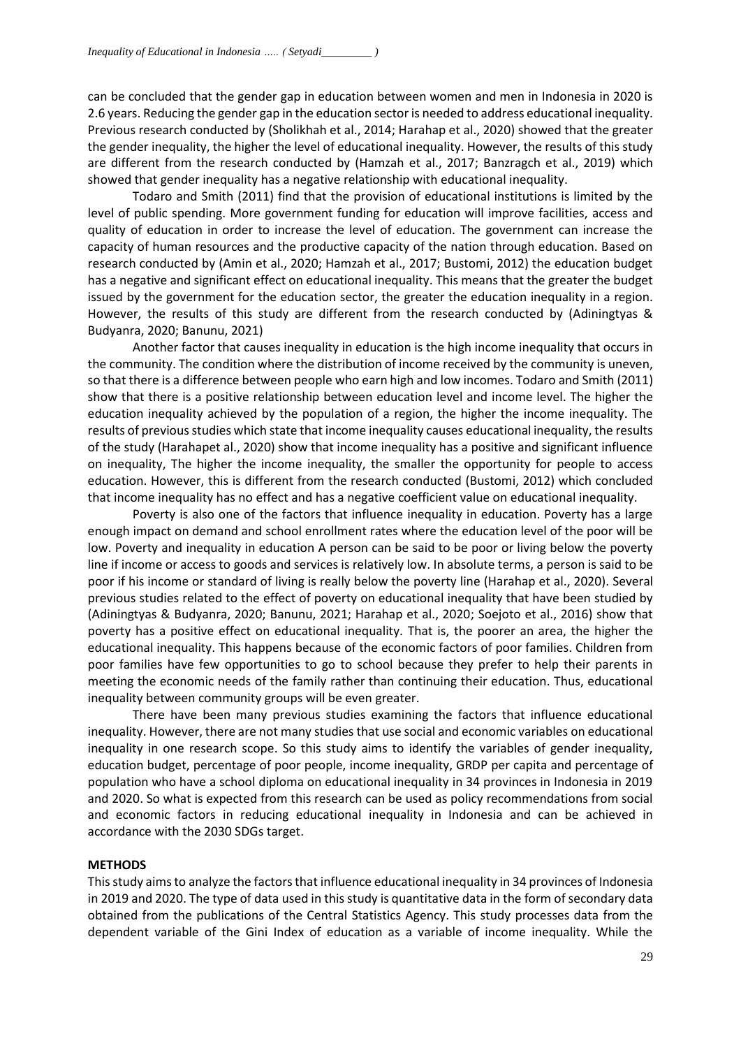can be concluded that the gender gap in education between women and men in Indonesia in 2020 is 2.6 years. Reducing the gender gap in the education sector is needed to address educational inequality. Previous research conducted by (Sholikhah et al., 2014; Harahap et al., 2020) showed that the greater the gender inequality, the higher the level of educational inequality. However, the results of this study are different from the research conducted by (Hamzah et al., 2017; Banzragch et al., 2019) which showed that gender inequality has a negative relationship with educational inequality.

Todaro and Smith (2011) find that the provision of educational institutions is limited by the level of public spending. More government funding for education will improve facilities, access and quality of education in order to increase the level of education. The government can increase the capacity of human resources and the productive capacity of the nation through education. Based on research conducted by (Amin et al., 2020; Hamzah et al., 2017; Bustomi, 2012) the education budget has a negative and significant effect on educational inequality. This means that the greater the budget issued by the government for the education sector, the greater the education inequality in a region. However, the results of this study are different from the research conducted by (Adiningtyas & Budyanra, 2020; Banunu, 2021)

Another factor that causes inequality in education is the high income inequality that occurs in the community. The condition where the distribution of income received by the community is uneven, so that there is a difference between people who earn high and low incomes. Todaro and Smith (2011) show that there is a positive relationship between education level and income level. The higher the education inequality achieved by the population of a region, the higher the income inequality. The results of previous studies which state that income inequality causes educational inequality, the results of the study (Harahapet al., 2020) show that income inequality has a positive and significant influence on inequality, The higher the income inequality, the smaller the opportunity for people to access education. However, this is different from the research conducted (Bustomi, 2012) which concluded that income inequality has no effect and has a negative coefficient value on educational inequality.

Poverty is also one of the factors that influence inequality in education. Poverty has a large enough impact on demand and school enrollment rates where the education level of the poor will be low. Poverty and inequality in education A person can be said to be poor or living below the poverty line if income or access to goods and services is relatively low. In absolute terms, a person is said to be poor if his income or standard of living is really below the poverty line (Harahap et al., 2020). Several previous studies related to the effect of poverty on educational inequality that have been studied by (Adiningtyas & Budyanra, 2020; Banunu, 2021; Harahap et al., 2020; Soejoto et al., 2016) show that poverty has a positive effect on educational inequality. That is, the poorer an area, the higher the educational inequality. This happens because of the economic factors of poor families. Children from poor families have few opportunities to go to school because they prefer to help their parents in meeting the economic needs of the family rather than continuing their education. Thus, educational inequality between community groups will be even greater.

There have been many previous studies examining the factors that influence educational inequality. However, there are not many studies that use social and economic variables on educational inequality in one research scope. So this study aims to identify the variables of gender inequality, education budget, percentage of poor people, income inequality, GRDP per capita and percentage of population who have a school diploma on educational inequality in 34 provinces in Indonesia in 2019 and 2020. So what is expected from this research can be used as policy recommendations from social and economic factors in reducing educational inequality in Indonesia and can be achieved in accordance with the 2030 SDGs target.

## METHODS

This study aims to analyze the factors that influence educational inequality in 34 provinces of Indonesia in 2019 and 2020. The type of data used in this study is quantitative data in the form of secondary data obtained from the publications of the Central Statistics Agency. This study processes data from the dependent variable of the Gini Index of education as a variable of income inequality. While the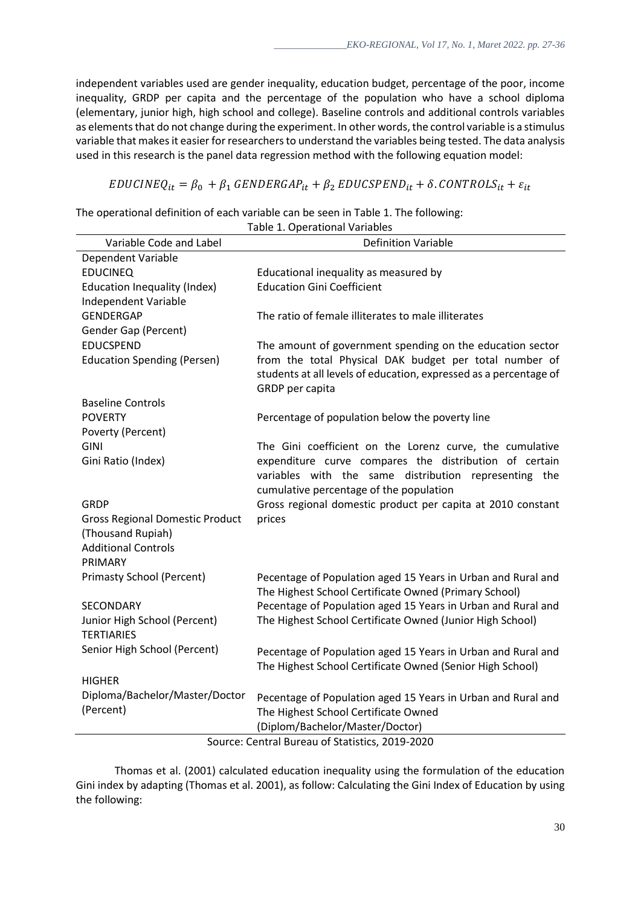independent variables used are gender inequality, education budget, percentage of the poor, income inequality, GRDP per capita and the percentage of the population who have a school diploma (elementary, junior high, high school and college). Baseline controls and additional controls variables as elements that do not change during the experiment. In other words, the control variable is a stimulus variable that makes it easier for researchers to understand the variables being tested. The data analysis used in this research is the panel data regression method with the following equation model:

$$EDUCINEQ_{it} = \beta_0 + \beta_1\, GENDERGAP_{it} + \beta_2\, EDUCSPEND_{it} + \delta.CONTROLS_{it} + \varepsilon_{it}$$

The operational definition of each variable can be seen in Table 1. The following:

Table 1. Operational Variables

| Variable Code and Label | Definition Variable |
|---|---|
| Dependent Variable | |
| EDUCINEQ<br>Education Inequality (Index) | Educational inequality as measured by Education Gini Coefficient |
| Independent Variable | |
| GENDERGAP<br>Gender Gap (Percent) | The ratio of female illiterates to male illiterates |
| EDUCSPEND<br>Education Spending (Persen) | The amount of government spending on the education sector from the total Physical DAK budget per total number of students at all levels of education, expressed as a percentage of GRDP per capita |
| Baseline Controls | |
| POVERTY<br>Poverty (Percent) | Percentage of population below the poverty line |
| GINI<br>Gini Ratio (Index) | The Gini coefficient on the Lorenz curve, the cumulative expenditure curve compares the distribution of certain variables with the same distribution representing the cumulative percentage of the population |
| GRDP<br>Gross Regional Domestic Product (Thousand Rupiah) | Gross regional domestic product per capita at 2010 constant prices |
| Additional Controls | |
| PRIMARY<br>Primasty School (Percent) | Pecentage of Population aged 15 Years in Urban and Rural and The Highest School Certificate Owned (Primary School) |
| SECONDARY<br>Junior High School (Percent) | Pecentage of Population aged 15 Years in Urban and Rural and The Highest School Certificate Owned (Junior High School) |
| TERTIARIES<br>Senior High School (Percent) | Pecentage of Population aged 15 Years in Urban and Rural and The Highest School Certificate Owned (Senior High School) |
| HIGHER<br>Diploma/Bachelor/Master/Doctor (Percent) | Pecentage of Population aged 15 Years in Urban and Rural and The Highest School Certificate Owned (Diplom/Bachelor/Master/Doctor) |

Source: Central Bureau of Statistics, 2019-2020

Thomas et al. (2001) calculated education inequality using the formulation of the education Gini index by adapting (Thomas et al. 2001), as follow: Calculating the Gini Index of Education by using the following: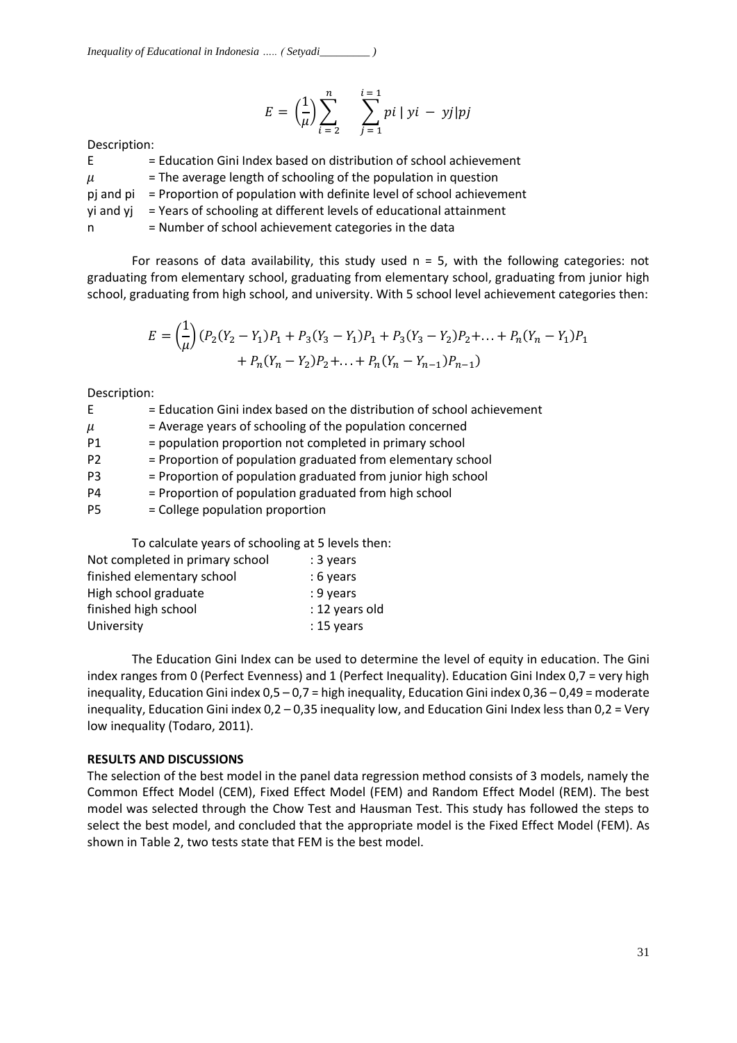$$E = \left(\frac{1}{\mu}\right) \sum_{i=2}^{n} \sum_{j=1}^{i=1} pi \mid yi - yj \mid pj$$

Description:

E = Education Gini Index based on distribution of school achievement
$\mu$ = The average length of schooling of the population in question
pj and pi = Proportion of population with definite level of school achievement
yi and yj = Years of schooling at different levels of educational attainment
n = Number of school achievement categories in the data

For reasons of data availability, this study used n = 5, with the following categories: not graduating from elementary school, graduating from elementary school, graduating from junior high school, graduating from high school, and university. With 5 school level achievement categories then:

$$E = \left(\frac{1}{\mu}\right) (P_2(Y_2 - Y_1)P_1 + P_3(Y_3 - Y_1)P_1 + P_3(Y_3 - Y_2)P_2 + \ldots + P_n(Y_n - Y_1)P_1 + P_n(Y_n - Y_2)P_2 + \ldots + P_n(Y_n - Y_{n-1})P_{n-1})$$

Description:

E = Education Gini index based on the distribution of school achievement
$\mu$ = Average years of schooling of the population concerned
P1 = population proportion not completed in primary school
P2 = Proportion of population graduated from elementary school
P3 = Proportion of population graduated from junior high school
P4 = Proportion of population graduated from high school
P5 = College population proportion

To calculate years of schooling at 5 levels then:

| | |
|---|---|
| Not completed in primary school | : 3 years |
| finished elementary school | : 6 years |
| High school graduate | : 9 years |
| finished high school | : 12 years old |
| University | : 15 years |

The Education Gini Index can be used to determine the level of equity in education. The Gini index ranges from 0 (Perfect Evenness) and 1 (Perfect Inequality). Education Gini Index 0,7 = very high inequality, Education Gini index 0,5 – 0,7 = high inequality, Education Gini index 0,36 – 0,49 = moderate inequality, Education Gini index 0,2 – 0,35 inequality low, and Education Gini Index less than 0,2 = Very low inequality (Todaro, 2011).

**RESULTS AND DISCUSSIONS**

The selection of the best model in the panel data regression method consists of 3 models, namely the Common Effect Model (CEM), Fixed Effect Model (FEM) and Random Effect Model (REM). The best model was selected through the Chow Test and Hausman Test. This study has followed the steps to select the best model, and concluded that the appropriate model is the Fixed Effect Model (FEM). As shown in Table 2, two tests state that FEM is the best model.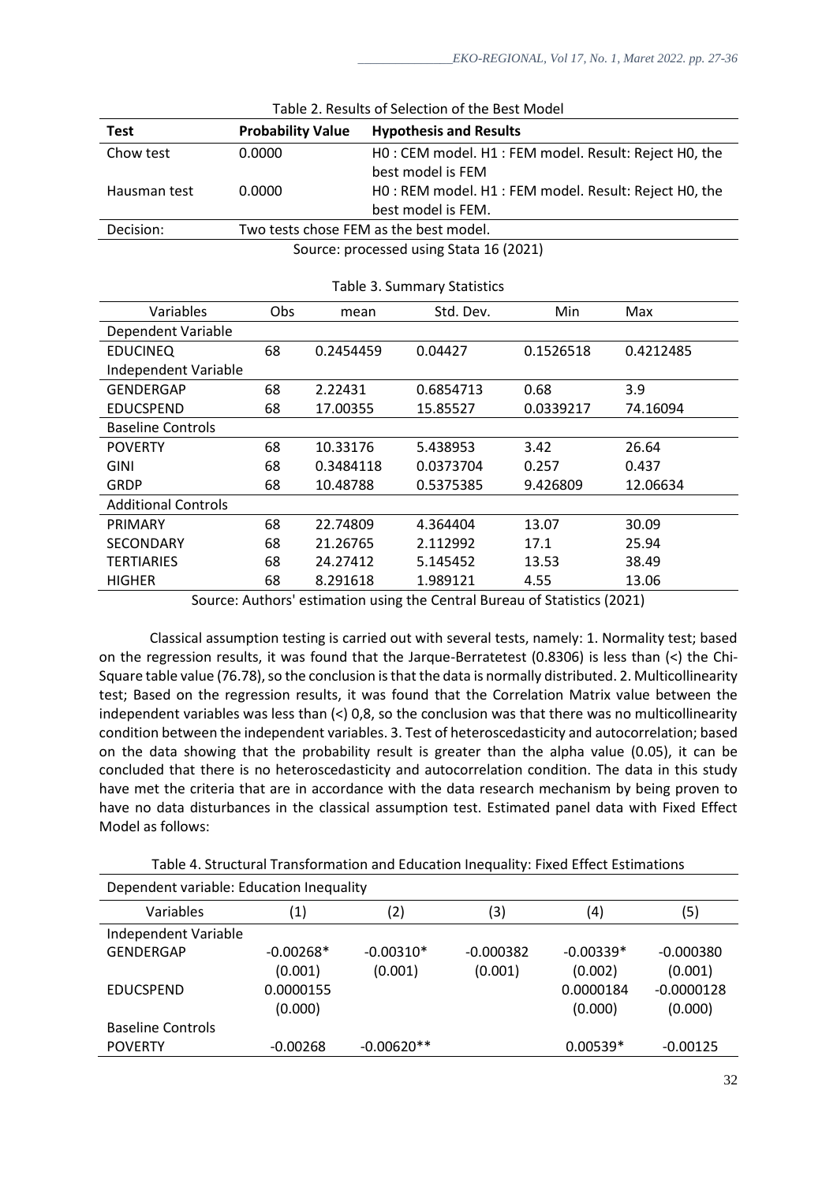Table 2. Results of Selection of the Best Model

| Test | Probability Value | Hypothesis and Results |
|---|---|---|
| Chow test | 0.0000 | H0 : CEM model. H1 : FEM model. Result: Reject H0, the best model is FEM |
| Hausman test | 0.0000 | H0 : REM model. H1 : FEM model. Result: Reject H0, the best model is FEM. |
| Decision: | Two tests chose FEM as the best model. | |

Source: processed using Stata 16 (2021)

Table 3. Summary Statistics

| Variables | Obs | mean | Std. Dev. | Min | Max |
|---|---|---|---|---|---|
| Dependent Variable | | | | | |
| EDUCINEQ | 68 | 0.2454459 | 0.04427 | 0.1526518 | 0.4212485 |
| Independent Variable | | | | | |
| GENDERGAP | 68 | 2.22431 | 0.6854713 | 0.68 | 3.9 |
| EDUCSPEND | 68 | 17.00355 | 15.85527 | 0.0339217 | 74.16094 |
| Baseline Controls | | | | | |
| POVERTY | 68 | 10.33176 | 5.438953 | 3.42 | 26.64 |
| GINI | 68 | 0.3484118 | 0.0373704 | 0.257 | 0.437 |
| GRDP | 68 | 10.48788 | 0.5375385 | 9.426809 | 12.06634 |
| Additional Controls | | | | | |
| PRIMARY | 68 | 22.74809 | 4.364404 | 13.07 | 30.09 |
| SECONDARY | 68 | 21.26765 | 2.112992 | 17.1 | 25.94 |
| TERTIARIES | 68 | 24.27412 | 5.145452 | 13.53 | 38.49 |
| HIGHER | 68 | 8.291618 | 1.989121 | 4.55 | 13.06 |

Source: Authors' estimation using the Central Bureau of Statistics (2021)

Classical assumption testing is carried out with several tests, namely: 1. Normality test; based on the regression results, it was found that the Jarque-Berratetest (0.8306) is less than (<) the Chi-Square table value (76.78), so the conclusion is that the data is normally distributed. 2. Multicollinearity test; Based on the regression results, it was found that the Correlation Matrix value between the independent variables was less than (<) 0,8, so the conclusion was that there was no multicollinearity condition between the independent variables. 3. Test of heteroscedasticity and autocorrelation; based on the data showing that the probability result is greater than the alpha value (0.05), it can be concluded that there is no heteroscedasticity and autocorrelation condition. The data in this study have met the criteria that are in accordance with the data research mechanism by being proven to have no data disturbances in the classical assumption test. Estimated panel data with Fixed Effect Model as follows:

Table 4. Structural Transformation and Education Inequality: Fixed Effect Estimations

| Dependent variable: Education Inequality | | | | | |
|---|---|---|---|---|---|
| Variables | (1) | (2) | (3) | (4) | (5) |
| Independent Variable | | | | | |
| GENDERGAP | -0.00268* | -0.00310* | -0.000382 | -0.00339* | -0.000380 |
| | (0.001) | (0.001) | (0.001) | (0.002) | (0.001) |
| EDUCSPEND | 0.0000155 | | | 0.0000184 | -0.0000128 |
| | (0.000) | | | (0.000) | (0.000) |
| Baseline Controls | | | | | |
| POVERTY | -0.00268 | -0.00620** | | 0.00539* | -0.00125 |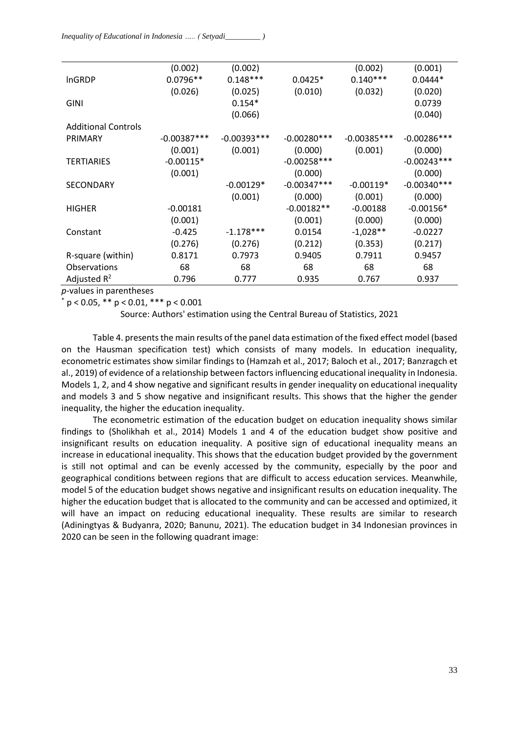| | | | | | |
|---|---|---|---|---|---|
| | (0.002) | (0.002) | | (0.002) | (0.001) |
| lnGRDP | 0.0796** | 0.148*** | 0.0425* | 0.140*** | 0.0444* |
| | (0.026) | (0.025) | (0.010) | (0.032) | (0.020) |
| GINI | | 0.154* | | | 0.0739 |
| | | (0.066) | | | (0.040) |
| Additional Controls | | | | | |
| PRIMARY | -0.00387*** | -0.00393*** | -0.00280*** | -0.00385*** | -0.00286*** |
| | (0.001) | (0.001) | (0.000) | (0.001) | (0.000) |
| TERTIARIES | -0.00115* | | -0.00258*** | | -0.00243*** |
| | (0.001) | | (0.000) | | (0.000) |
| SECONDARY | | -0.00129* | -0.00347*** | -0.00119* | -0.00340*** |
| | | (0.001) | (0.000) | (0.001) | (0.000) |
| HIGHER | -0.00181 | | -0.00182** | -0.00188 | -0.00156* |
| | (0.001) | | (0.001) | (0.000) | (0.000) |
| Constant | -0.425 | -1.178*** | 0.0154 | -1,028** | -0.0227 |
| | (0.276) | (0.276) | (0.212) | (0.353) | (0.217) |
| R-square (within) | 0.8171 | 0.7973 | 0.9405 | 0.7911 | 0.9457 |
| Observations | 68 | 68 | 68 | 68 | 68 |
| Adjusted $R^2$ | 0.796 | 0.777 | 0.935 | 0.767 | 0.937 |

*p*-values in parentheses

* $p < 0.05$, ** $p < 0.01$, *** $p < 0.001$

Source: Authors' estimation using the Central Bureau of Statistics, 2021

Table 4. presents the main results of the panel data estimation of the fixed effect model (based on the Hausman specification test) which consists of many models. In education inequality, econometric estimates show similar findings to (Hamzah et al., 2017; Baloch et al., 2017; Banzragch et al., 2019) of evidence of a relationship between factors influencing educational inequality in Indonesia. Models 1, 2, and 4 show negative and significant results in gender inequality on educational inequality and models 3 and 5 show negative and insignificant results. This shows that the higher the gender inequality, the higher the education inequality.

The econometric estimation of the education budget on education inequality shows similar findings to (Sholikhah et al., 2014) Models 1 and 4 of the education budget show positive and insignificant results on education inequality. A positive sign of educational inequality means an increase in educational inequality. This shows that the education budget provided by the government is still not optimal and can be evenly accessed by the community, especially by the poor and geographical conditions between regions that are difficult to access education services. Meanwhile, model 5 of the education budget shows negative and insignificant results on education inequality. The higher the education budget that is allocated to the community and can be accessed and optimized, it will have an impact on reducing educational inequality. These results are similar to research (Adiningtyas & Budyanra, 2020; Banunu, 2021). The education budget in 34 Indonesian provinces in 2020 can be seen in the following quadrant image: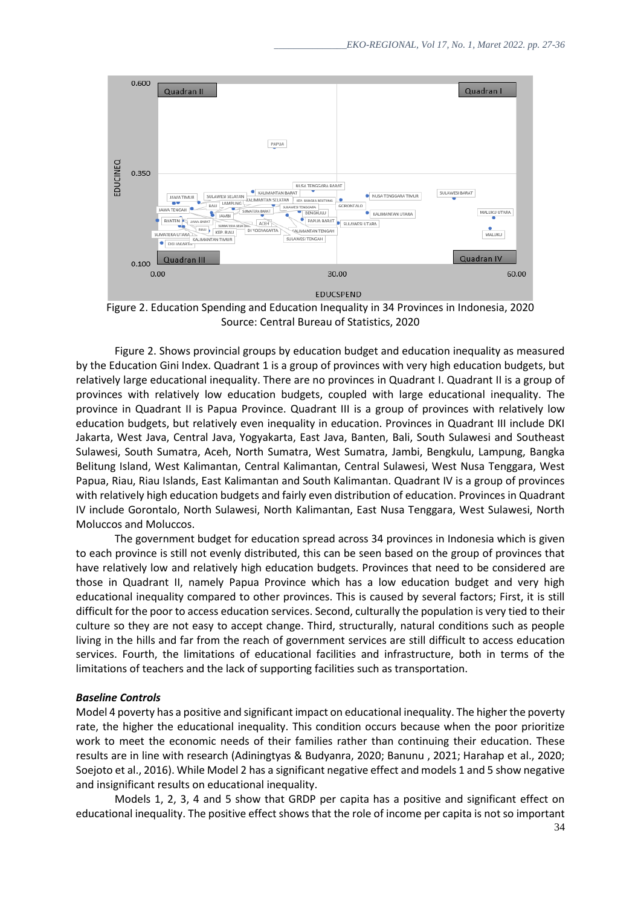Figure 2. Education Spending and Education Inequality in 34 Provinces in Indonesia, 2020
Source: Central Bureau of Statistics, 2020

Figure 2. Shows provincial groups by education budget and education inequality as measured by the Education Gini Index. Quadrant 1 is a group of provinces with very high education budgets, but relatively large educational inequality. There are no provinces in Quadrant I. Quadrant II is a group of provinces with relatively low education budgets, coupled with large educational inequality. The province in Quadrant II is Papua Province. Quadrant III is a group of provinces with relatively low education budgets, but relatively even inequality in education. Provinces in Quadrant III include DKI Jakarta, West Java, Central Java, Yogyakarta, East Java, Banten, Bali, South Sulawesi and Southeast Sulawesi, South Sumatra, Aceh, North Sumatra, West Sumatra, Jambi, Bengkulu, Lampung, Bangka Belitung Island, West Kalimantan, Central Kalimantan, Central Sulawesi, West Nusa Tenggara, West Papua, Riau, Riau Islands, East Kalimantan and South Kalimantan. Quadrant IV is a group of provinces with relatively high education budgets and fairly even distribution of education. Provinces in Quadrant IV include Gorontalo, North Sulawesi, North Kalimantan, East Nusa Tenggara, West Sulawesi, North Moluccos and Moluccos.

The government budget for education spread across 34 provinces in Indonesia which is given to each province is still not evenly distributed, this can be seen based on the group of provinces that have relatively low and relatively high education budgets. Provinces that need to be considered are those in Quadrant II, namely Papua Province which has a low education budget and very high educational inequality compared to other provinces. This is caused by several factors; First, it is still difficult for the poor to access education services. Second, culturally the population is very tied to their culture so they are not easy to accept change. Third, structurally, natural conditions such as people living in the hills and far from the reach of government services are still difficult to access education services. Fourth, the limitations of educational facilities and infrastructure, both in terms of the limitations of teachers and the lack of supporting facilities such as transportation.

### ***Baseline Controls***

Model 4 poverty has a positive and significant impact on educational inequality. The higher the poverty rate, the higher the educational inequality. This condition occurs because when the poor prioritize work to meet the economic needs of their families rather than continuing their education. These results are in line with research (Adiningtyas & Budyanra, 2020; Banunu , 2021; Harahap et al., 2020; Soejoto et al., 2016). While Model 2 has a significant negative effect and models 1 and 5 show negative and insignificant results on educational inequality.

Models 1, 2, 3, 4 and 5 show that GRDP per capita has a positive and significant effect on educational inequality. The positive effect shows that the role of income per capita is not so important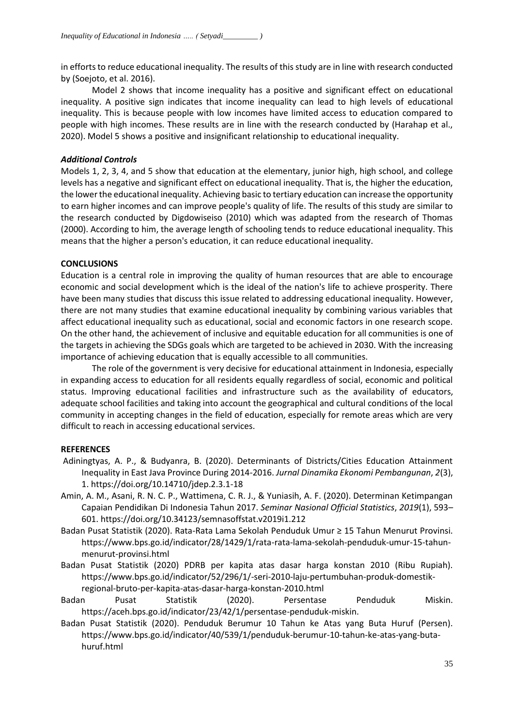in efforts to reduce educational inequality. The results of this study are in line with research conducted by (Soejoto, et al. 2016).

Model 2 shows that income inequality has a positive and significant effect on educational inequality. A positive sign indicates that income inequality can lead to high levels of educational inequality. This is because people with low incomes have limited access to education compared to people with high incomes. These results are in line with the research conducted by (Harahap et al., 2020). Model 5 shows a positive and insignificant relationship to educational inequality.

### *Additional Controls*

Models 1, 2, 3, 4, and 5 show that education at the elementary, junior high, high school, and college levels has a negative and significant effect on educational inequality. That is, the higher the education, the lower the educational inequality. Achieving basic to tertiary education can increase the opportunity to earn higher incomes and can improve people's quality of life. The results of this study are similar to the research conducted by Digdowiseiso (2010) which was adapted from the research of Thomas (2000). According to him, the average length of schooling tends to reduce educational inequality. This means that the higher a person's education, it can reduce educational inequality.

## CONCLUSIONS

Education is a central role in improving the quality of human resources that are able to encourage economic and social development which is the ideal of the nation's life to achieve prosperity. There have been many studies that discuss this issue related to addressing educational inequality. However, there are not many studies that examine educational inequality by combining various variables that affect educational inequality such as educational, social and economic factors in one research scope. On the other hand, the achievement of inclusive and equitable education for all communities is one of the targets in achieving the SDGs goals which are targeted to be achieved in 2030. With the increasing importance of achieving education that is equally accessible to all communities.

The role of the government is very decisive for educational attainment in Indonesia, especially in expanding access to education for all residents equally regardless of social, economic and political status. Improving educational facilities and infrastructure such as the availability of educators, adequate school facilities and taking into account the geographical and cultural conditions of the local community in accepting changes in the field of education, especially for remote areas which are very difficult to reach in accessing educational services.

## REFERENCES

Adiningtyas, A. P., & Budyanra, B. (2020). Determinants of Districts/Cities Education Attainment Inequality in East Java Province During 2014-2016. *Jurnal Dinamika Ekonomi Pembangunan*, *2*(3), 1. https://doi.org/10.14710/jdep.2.3.1-18

Amin, A. M., Asani, R. N. C. P., Wattimena, C. R. J., & Yuniasih, A. F. (2020). Determinan Ketimpangan Capaian Pendidikan Di Indonesia Tahun 2017. *Seminar Nasional Official Statistics*, *2019*(1), 593–601. https://doi.org/10.34123/semnasoffstat.v2019i1.212

Badan Pusat Statistik (2020). Rata-Rata Lama Sekolah Penduduk Umur ≥ 15 Tahun Menurut Provinsi. https://www.bps.go.id/indicator/28/1429/1/rata-rata-lama-sekolah-penduduk-umur-15-tahun-menurut-provinsi.html

Badan Pusat Statistik (2020) PDRB per kapita atas dasar harga konstan 2010 (Ribu Rupiah). https://www.bps.go.id/indicator/52/296/1/-seri-2010-laju-pertumbuhan-produk-domestik-regional-bruto-per-kapita-atas-dasar-harga-konstan-2010.html

Badan Pusat Statistik (2020). Persentase Penduduk Miskin. https://aceh.bps.go.id/indicator/23/42/1/persentase-penduduk-miskin.

Badan Pusat Statistik (2020). Penduduk Berumur 10 Tahun ke Atas yang Buta Huruf (Persen). https://www.bps.go.id/indicator/40/539/1/penduduk-berumur-10-tahun-ke-atas-yang-buta-huruf.html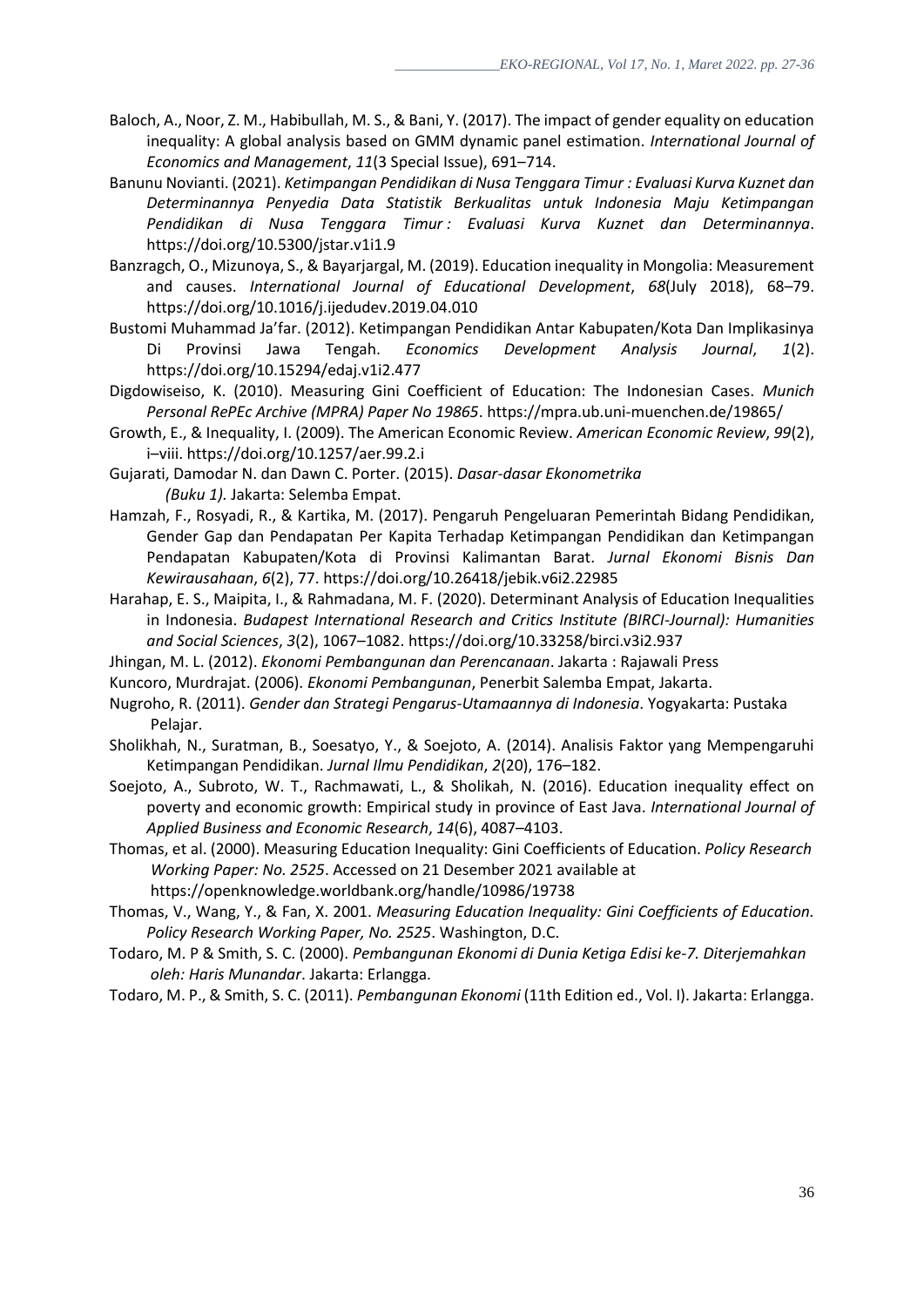Baloch, A., Noor, Z. M., Habibullah, M. S., & Bani, Y. (2017). The impact of gender equality on education inequality: A global analysis based on GMM dynamic panel estimation. *International Journal of Economics and Management*, *11*(3 Special Issue), 691–714.

Banunu Novianti. (2021). *Ketimpangan Pendidikan di Nusa Tenggara Timur : Evaluasi Kurva Kuznet dan Determinannya Penyedia Data Statistik Berkualitas untuk Indonesia Maju Ketimpangan Pendidikan di Nusa Tenggara Timur : Evaluasi Kurva Kuznet dan Determinannya*. https://doi.org/10.5300/jstar.v1i1.9

Banzragch, O., Mizunoya, S., & Bayarjargal, M. (2019). Education inequality in Mongolia: Measurement and causes. *International Journal of Educational Development*, *68*(July 2018), 68–79. https://doi.org/10.1016/j.ijedudev.2019.04.010

Bustomi Muhammad Ja'far. (2012). Ketimpangan Pendidikan Antar Kabupaten/Kota Dan Implikasinya Di Provinsi Jawa Tengah. *Economics Development Analysis Journal*, *1*(2). https://doi.org/10.15294/edaj.v1i2.477

Digdowiseiso, K. (2010). Measuring Gini Coefficient of Education: The Indonesian Cases. *Munich Personal RePEc Archive (MPRA) Paper No 19865*. https://mpra.ub.uni-muenchen.de/19865/

Growth, E., & Inequality, I. (2009). The American Economic Review. *American Economic Review*, *99*(2), i–viii. https://doi.org/10.1257/aer.99.2.i

Gujarati, Damodar N. dan Dawn C. Porter. (2015). *Dasar-dasar Ekonometrika (Buku 1).* Jakarta: Selemba Empat.

Hamzah, F., Rosyadi, R., & Kartika, M. (2017). Pengaruh Pengeluaran Pemerintah Bidang Pendidikan, Gender Gap dan Pendapatan Per Kapita Terhadap Ketimpangan Pendidikan dan Ketimpangan Pendapatan Kabupaten/Kota di Provinsi Kalimantan Barat. *Jurnal Ekonomi Bisnis Dan Kewirausahaan*, *6*(2), 77. https://doi.org/10.26418/jebik.v6i2.22985

Harahap, E. S., Maipita, I., & Rahmadana, M. F. (2020). Determinant Analysis of Education Inequalities in Indonesia. *Budapest International Research and Critics Institute (BIRCI-Journal): Humanities and Social Sciences*, *3*(2), 1067–1082. https://doi.org/10.33258/birci.v3i2.937

Jhingan, M. L. (2012). *Ekonomi Pembangunan dan Perencanaan*. Jakarta : Rajawali Press

Kuncoro, Murdrajat. (2006). *Ekonomi Pembangunan*, Penerbit Salemba Empat, Jakarta.

Nugroho, R. (2011). *Gender dan Strategi Pengarus-Utamaannya di Indonesia*. Yogyakarta: Pustaka Pelajar.

Sholikhah, N., Suratman, B., Soesatyo, Y., & Soejoto, A. (2014). Analisis Faktor yang Mempengaruhi Ketimpangan Pendidikan. *Jurnal Ilmu Pendidikan*, *2*(20), 176–182.

Soejoto, A., Subroto, W. T., Rachmawati, L., & Sholikah, N. (2016). Education inequality effect on poverty and economic growth: Empirical study in province of East Java. *International Journal of Applied Business and Economic Research*, *14*(6), 4087–4103.

Thomas, et al. (2000). Measuring Education Inequality: Gini Coefficients of Education. *Policy Research Working Paper: No. 2525*. Accessed on 21 Desember 2021 available at https://openknowledge.worldbank.org/handle/10986/19738

Thomas, V., Wang, Y., & Fan, X. 2001. *Measuring Education Inequality: Gini Coefficients of Education. Policy Research Working Paper, No. 2525*. Washington, D.C.

Todaro, M. P & Smith, S. C. (2000). *Pembangunan Ekonomi di Dunia Ketiga Edisi ke-7. Diterjemahkan oleh: Haris Munandar*. Jakarta: Erlangga.

Todaro, M. P., & Smith, S. C. (2011). *Pembangunan Ekonomi* (11th Edition ed., Vol. I). Jakarta: Erlangga.